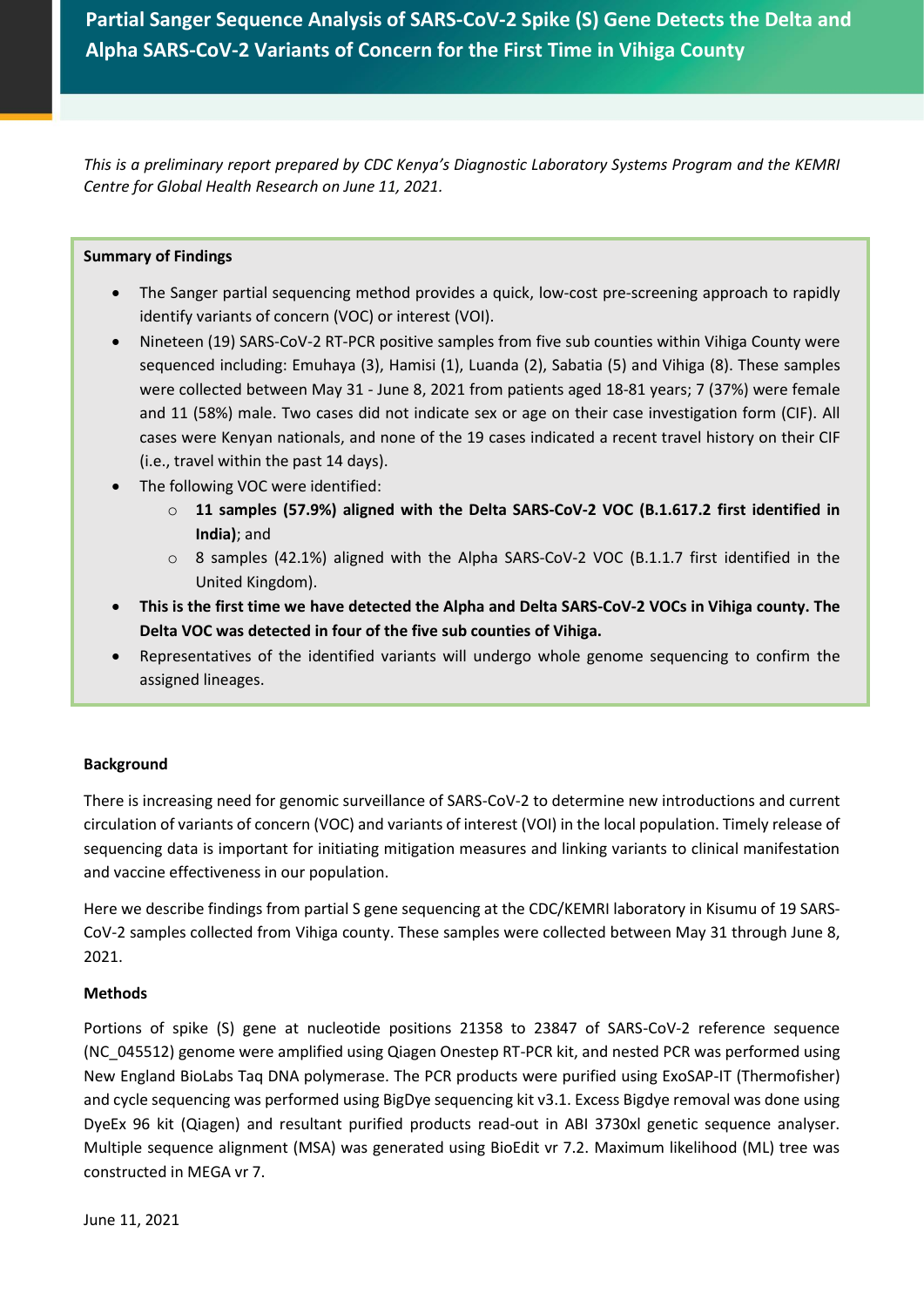# Partial Sanger Sequence Analysis of SARS-CoV-2 Spike (S) Gene Detects the Delta and Alpha SARS-CoV-2 Variants of Concern for the First Time in Vihiga County

*This is a preliminary report prepared by CDC Kenya's Diagnostic Laboratory Systems Program and the KEMRI Centre for Global Health Research on June 11, 2021.*

**Summary of Findings**

- The Sanger partial sequencing method provides a quick, low-cost pre-screening approach to rapidly identify variants of concern (VOC) or interest (VOI).
- Nineteen (19) SARS-CoV-2 RT-PCR positive samples from five sub counties within Vihiga County were sequenced including: Emuhaya (3), Hamisi (1), Luanda (2), Sabatia (5) and Vihiga (8). These samples were collected between May 31 - June 8, 2021 from patients aged 18-81 years; 7 (37%) were female and 11 (58%) male. Two cases did not indicate sex or age on their case investigation form (CIF). All cases were Kenyan nationals, and none of the 19 cases indicated a recent travel history on their CIF (i.e., travel within the past 14 days).
- The following VOC were identified:
  - **11 samples (57.9%) aligned with the Delta SARS-CoV-2 VOC (B.1.617.2 first identified in India)**; and
  - 8 samples (42.1%) aligned with the Alpha SARS-CoV-2 VOC (B.1.1.7 first identified in the United Kingdom).
- **This is the first time we have detected the Alpha and Delta SARS-CoV-2 VOCs in Vihiga county. The Delta VOC was detected in four of the five sub counties of Vihiga.**
- Representatives of the identified variants will undergo whole genome sequencing to confirm the assigned lineages.

**Background**

There is increasing need for genomic surveillance of SARS-CoV-2 to determine new introductions and current circulation of variants of concern (VOC) and variants of interest (VOI) in the local population. Timely release of sequencing data is important for initiating mitigation measures and linking variants to clinical manifestation and vaccine effectiveness in our population.

Here we describe findings from partial S gene sequencing at the CDC/KEMRI laboratory in Kisumu of 19 SARS-CoV-2 samples collected from Vihiga county. These samples were collected between May 31 through June 8, 2021.

**Methods**

Portions of spike (S) gene at nucleotide positions 21358 to 23847 of SARS-CoV-2 reference sequence (NC_045512) genome were amplified using Qiagen Onestep RT-PCR kit, and nested PCR was performed using New England BioLabs Taq DNA polymerase. The PCR products were purified using ExoSAP-IT (Thermofisher) and cycle sequencing was performed using BigDye sequencing kit v3.1. Excess Bigdye removal was done using DyeEx 96 kit (Qiagen) and resultant purified products read-out in ABI 3730xl genetic sequence analyser. Multiple sequence alignment (MSA) was generated using BioEdit vr 7.2. Maximum likelihood (ML) tree was constructed in MEGA vr 7.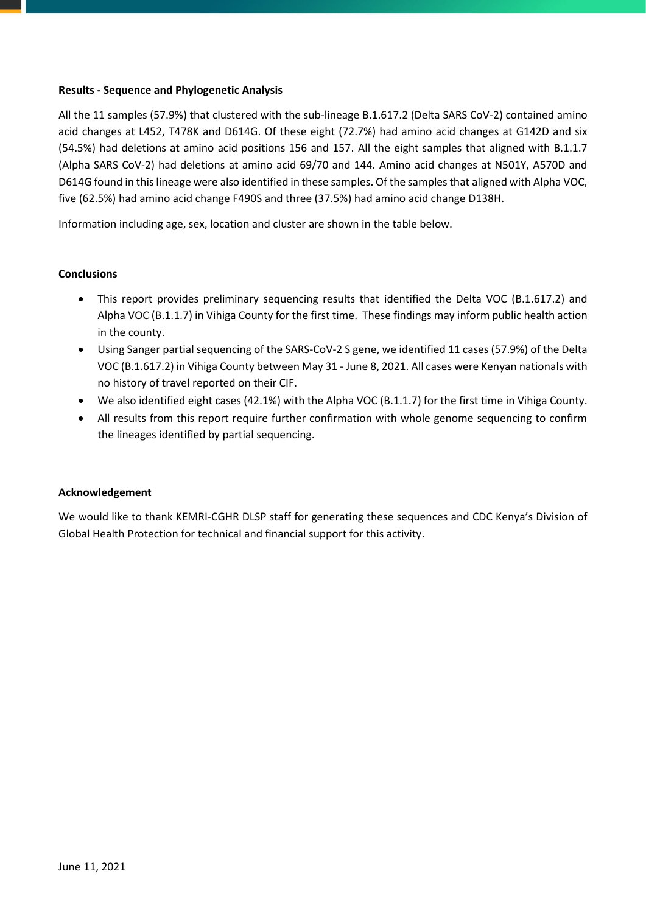**Results - Sequence and Phylogenetic Analysis**

All the 11 samples (57.9%) that clustered with the sub-lineage B.1.617.2 (Delta SARS CoV-2) contained amino acid changes at L452, T478K and D614G. Of these eight (72.7%) had amino acid changes at G142D and six (54.5%) had deletions at amino acid positions 156 and 157. All the eight samples that aligned with B.1.1.7 (Alpha SARS CoV-2) had deletions at amino acid 69/70 and 144. Amino acid changes at N501Y, A570D and D614G found in this lineage were also identified in these samples. Of the samples that aligned with Alpha VOC, five (62.5%) had amino acid change F490S and three (37.5%) had amino acid change D138H.

Information including age, sex, location and cluster are shown in the table below.

**Conclusions**

- This report provides preliminary sequencing results that identified the Delta VOC (B.1.617.2) and Alpha VOC (B.1.1.7) in Vihiga County for the first time. These findings may inform public health action in the county.
- Using Sanger partial sequencing of the SARS-CoV-2 S gene, we identified 11 cases (57.9%) of the Delta VOC (B.1.617.2) in Vihiga County between May 31 - June 8, 2021. All cases were Kenyan nationals with no history of travel reported on their CIF.
- We also identified eight cases (42.1%) with the Alpha VOC (B.1.1.7) for the first time in Vihiga County.
- All results from this report require further confirmation with whole genome sequencing to confirm the lineages identified by partial sequencing.

**Acknowledgement**

We would like to thank KEMRI-CGHR DLSP staff for generating these sequences and CDC Kenya's Division of Global Health Protection for technical and financial support for this activity.

June 11, 2021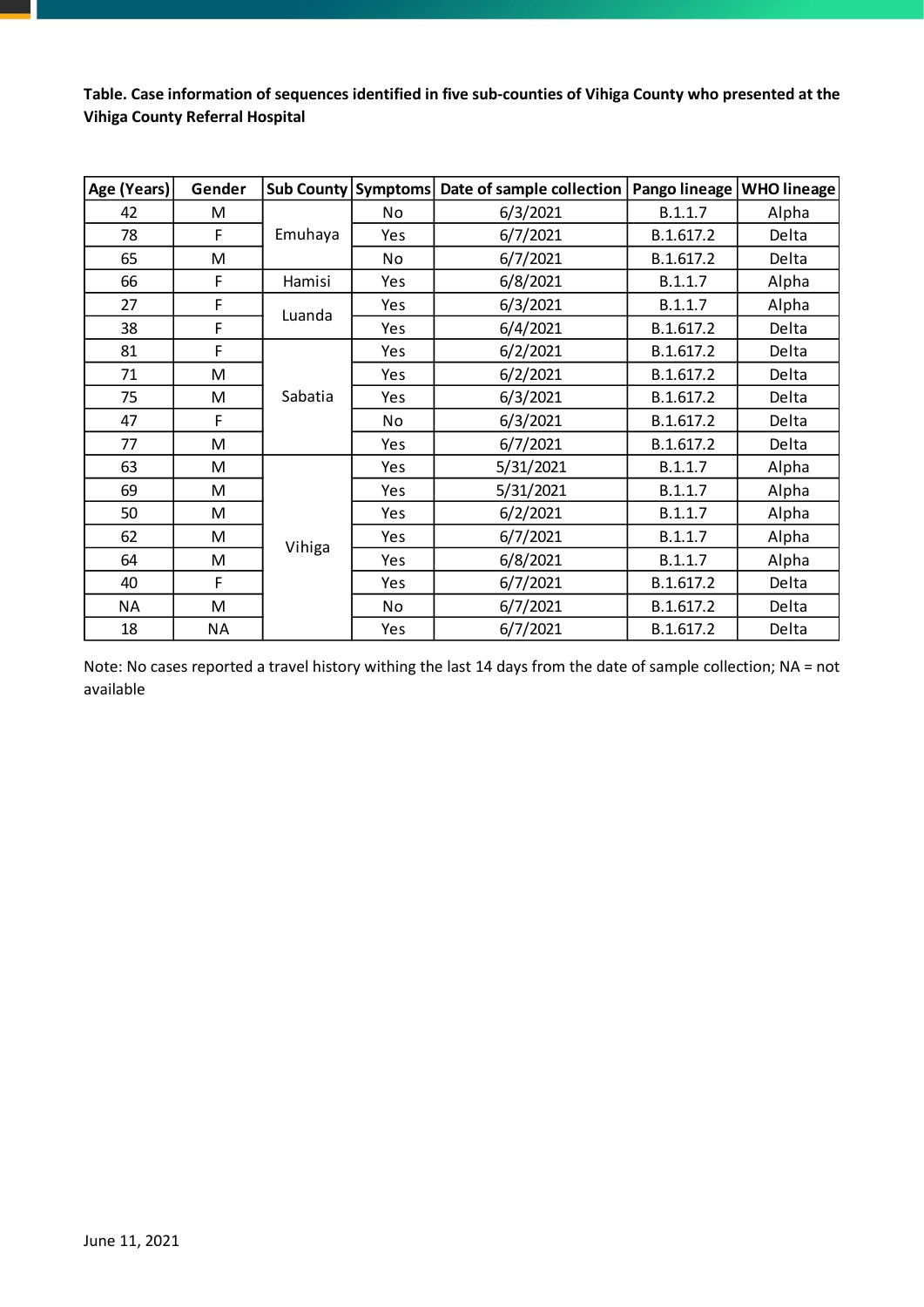**Table. Case information of sequences identified in five sub-counties of Vihiga County who presented at the Vihiga County Referral Hospital**

| Age (Years) | Gender | Sub County | Symptoms | Date of sample collection | Pango lineage | WHO lineage |
|---|---|---|---|---|---|---|
| 42 | M | Emuhaya | No | 6/3/2021 | B.1.1.7 | Alpha |
| 78 | F | | Yes | 6/7/2021 | B.1.617.2 | Delta |
| 65 | M | | No | 6/7/2021 | B.1.617.2 | Delta |
| 66 | F | Hamisi | Yes | 6/8/2021 | B.1.1.7 | Alpha |
| 27 | F | Luanda | Yes | 6/3/2021 | B.1.1.7 | Alpha |
| 38 | F | | Yes | 6/4/2021 | B.1.617.2 | Delta |
| 81 | F | Sabatia | Yes | 6/2/2021 | B.1.617.2 | Delta |
| 71 | M | | Yes | 6/2/2021 | B.1.617.2 | Delta |
| 75 | M | | Yes | 6/3/2021 | B.1.617.2 | Delta |
| 47 | F | | No | 6/3/2021 | B.1.617.2 | Delta |
| 77 | M | | Yes | 6/7/2021 | B.1.617.2 | Delta |
| 63 | M | Vihiga | Yes | 5/31/2021 | B.1.1.7 | Alpha |
| 69 | M | | Yes | 5/31/2021 | B.1.1.7 | Alpha |
| 50 | M | | Yes | 6/2/2021 | B.1.1.7 | Alpha |
| 62 | M | | Yes | 6/7/2021 | B.1.1.7 | Alpha |
| 64 | M | | Yes | 6/8/2021 | B.1.1.7 | Alpha |
| 40 | F | | Yes | 6/7/2021 | B.1.617.2 | Delta |
| NA | M | | No | 6/7/2021 | B.1.617.2 | Delta |
| 18 | NA | | Yes | 6/7/2021 | B.1.617.2 | Delta |

Note: No cases reported a travel history withing the last 14 days from the date of sample collection; NA = not available

June 11, 2021